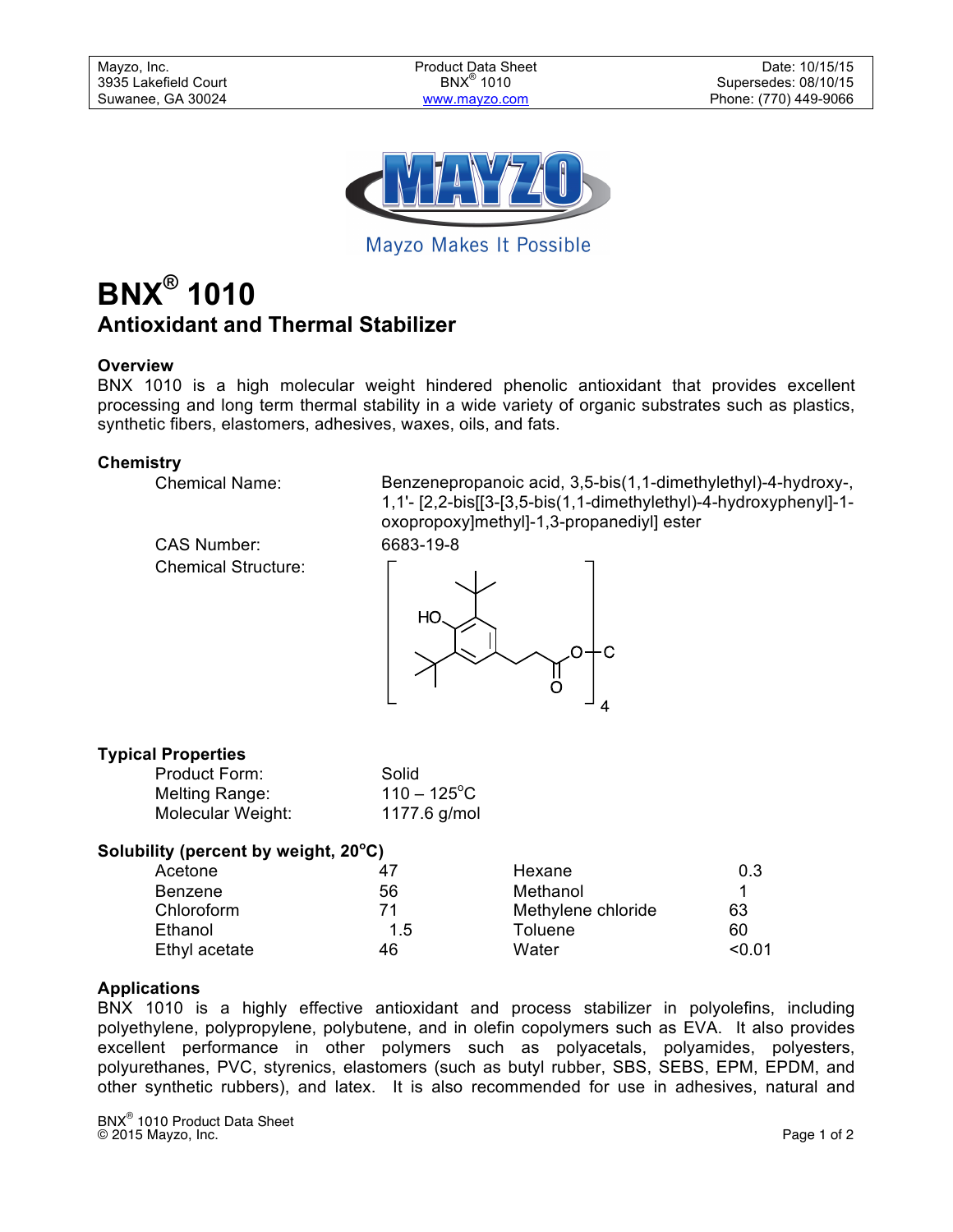| Mayzo, Inc. | Product Data Sheet | Date: 10/15/15 |
|---|---|---|
| 3935 Lakefield Court | BNX® 1010 | Supersedes: 08/10/15 |
| Suwanee, GA 30024 | www.mayzo.com | Phone: (770) 449-9066 |

Mayzo Makes It Possible

# BNX® 1010

## Antioxidant and Thermal Stabilizer

### Overview

BNX 1010 is a high molecular weight hindered phenolic antioxidant that provides excellent processing and long term thermal stability in a wide variety of organic substrates such as plastics, synthetic fibers, elastomers, adhesives, waxes, oils, and fats.

### Chemistry

Chemical Name: Benzenepropanoic acid, 3,5-bis(1,1-dimethylethyl)-4-hydroxy-, 1,1'- [2,2-bis[[3-[3,5-bis(1,1-dimethylethyl)-4-hydroxyphenyl]-1-oxopropoxy]methyl]-1,3-propanediyl] ester

CAS Number: 6683-19-8

Chemical Structure:

### Typical Properties

| | |
|---|---|
| Product Form: | Solid |
| Melting Range: | 110 – 125°C |
| Molecular Weight: | 1177.6 g/mol |

### Solubility (percent by weight, 20°C)

| | | | |
|---|---|---|---|
| Acetone | 47 | Hexane | 0.3 |
| Benzene | 56 | Methanol | 1 |
| Chloroform | 71 | Methylene chloride | 63 |
| Ethanol | 1.5 | Toluene | 60 |
| Ethyl acetate | 46 | Water | <0.01 |

### Applications

BNX 1010 is a highly effective antioxidant and process stabilizer in polyolefins, including polyethylene, polypropylene, polybutene, and in olefin copolymers such as EVA. It also provides excellent performance in other polymers such as polyacetals, polyamides, polyesters, polyurethanes, PVC, styrenics, elastomers (such as butyl rubber, SBS, SEBS, EPM, EPDM, and other synthetic rubbers), and latex. It is also recommended for use in adhesives, natural and

BNX® 1010 Product Data Sheet
© 2015 Mayzo, Inc.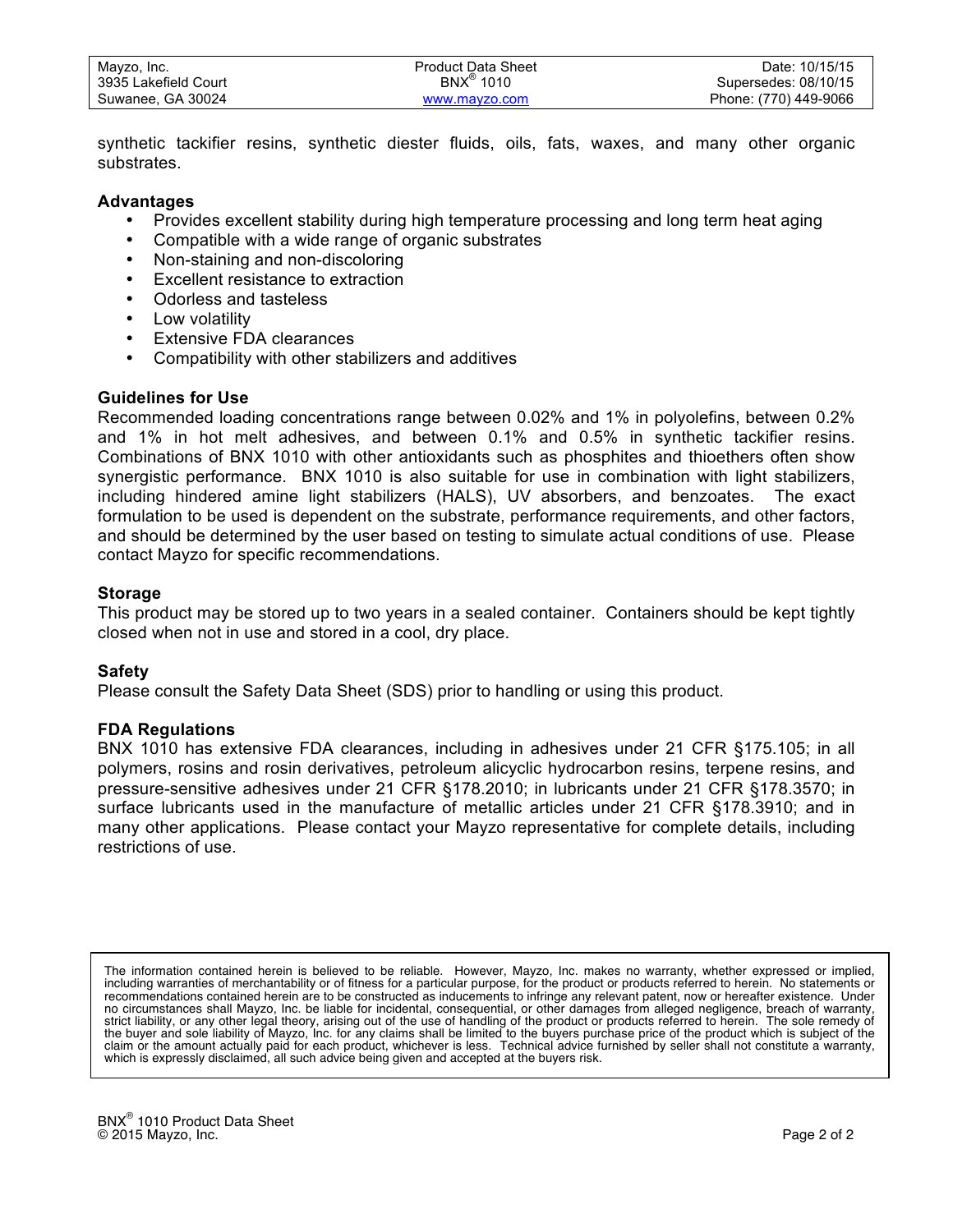synthetic tackifier resins, synthetic diester fluids, oils, fats, waxes, and many other organic substrates.

**Advantages**

- Provides excellent stability during high temperature processing and long term heat aging
- Compatible with a wide range of organic substrates
- Non-staining and non-discoloring
- Excellent resistance to extraction
- Odorless and tasteless
- Low volatility
- Extensive FDA clearances
- Compatibility with other stabilizers and additives

**Guidelines for Use**

Recommended loading concentrations range between 0.02% and 1% in polyolefins, between 0.2% and 1% in hot melt adhesives, and between 0.1% and 0.5% in synthetic tackifier resins. Combinations of BNX 1010 with other antioxidants such as phosphites and thioethers often show synergistic performance. BNX 1010 is also suitable for use in combination with light stabilizers, including hindered amine light stabilizers (HALS), UV absorbers, and benzoates. The exact formulation to be used is dependent on the substrate, performance requirements, and other factors, and should be determined by the user based on testing to simulate actual conditions of use. Please contact Mayzo for specific recommendations.

**Storage**

This product may be stored up to two years in a sealed container. Containers should be kept tightly closed when not in use and stored in a cool, dry place.

**Safety**

Please consult the Safety Data Sheet (SDS) prior to handling or using this product.

**FDA Regulations**

BNX 1010 has extensive FDA clearances, including in adhesives under 21 CFR §175.105; in all polymers, rosins and rosin derivatives, petroleum alicyclic hydrocarbon resins, terpene resins, and pressure-sensitive adhesives under 21 CFR §178.2010; in lubricants under 21 CFR §178.3570; in surface lubricants used in the manufacture of metallic articles under 21 CFR §178.3910; and in many other applications. Please contact your Mayzo representative for complete details, including restrictions of use.

The information contained herein is believed to be reliable. However, Mayzo, Inc. makes no warranty, whether expressed or implied, including warranties of merchantability or of fitness for a particular purpose, for the product or products referred to herein. No statements or recommendations contained herein are to be constructed as inducements to infringe any relevant patent, now or hereafter existence. Under no circumstances shall Mayzo, Inc. be liable for incidental, consequential, or other damages from alleged negligence, breach of warranty, strict liability, or any other legal theory, arising out of the use of handling of the product or products referred to herein. The sole remedy of the buyer and sole liability of Mayzo, Inc. for any claims shall be limited to the buyers purchase price of the product which is subject of the claim or the amount actually paid for each product, whichever is less. Technical advice furnished by seller shall not constitute a warranty, which is expressly disclaimed, all such advice being given and accepted at the buyers risk.